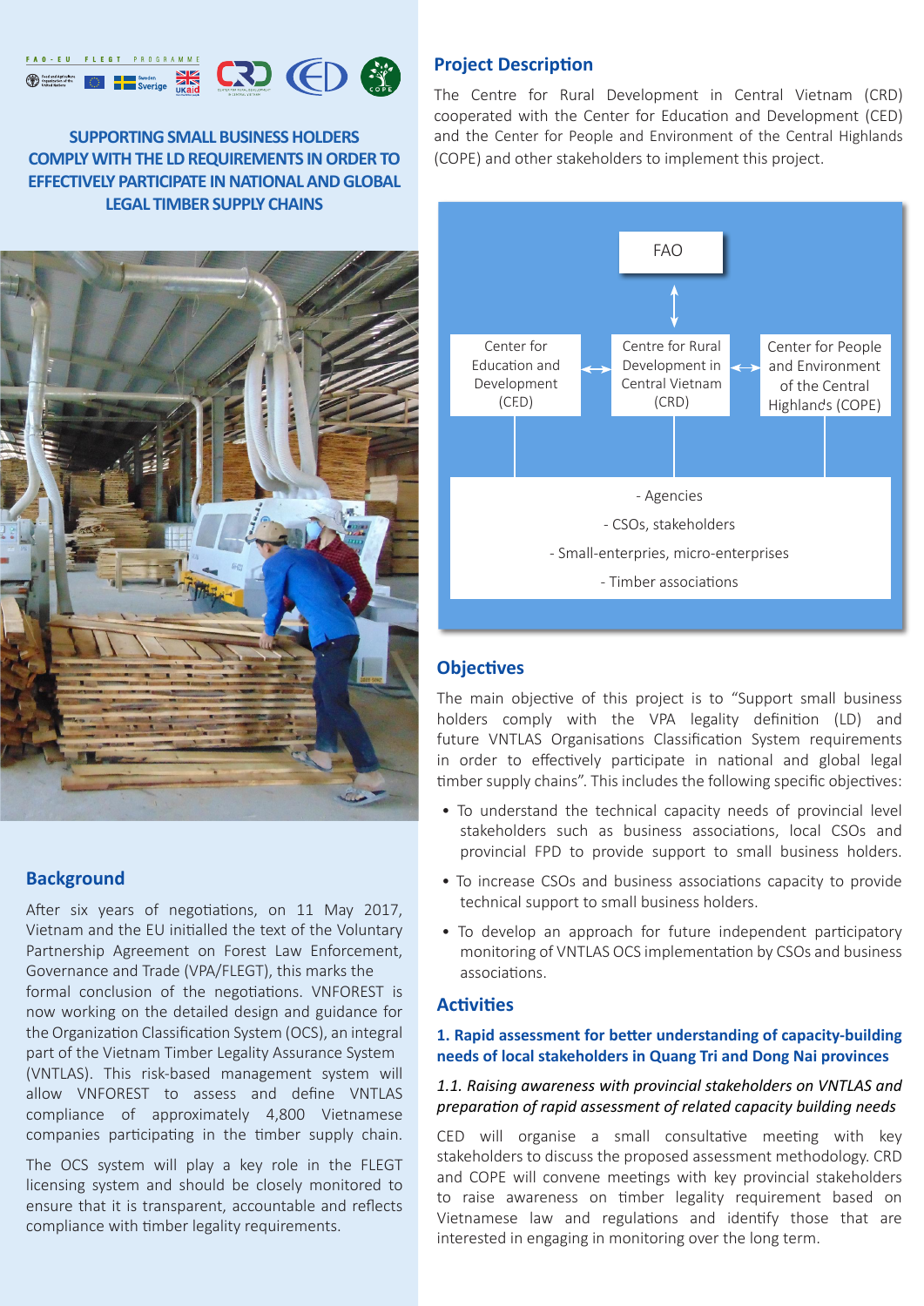# SUPPORTING SMALL BUSINESS HOLDERS COMPLY WITH THE LD REQUIREMENTS IN ORDER TO EFFECTIVELY PARTICIPATE IN NATIONAL AND GLOBAL LEGAL TIMBER SUPPLY CHAINS

## Background

After six years of negotiations, on 11 May 2017, Vietnam and the EU initialled the text of the Voluntary Partnership Agreement on Forest Law Enforcement, Governance and Trade (VPA/FLEGT), this marks the formal conclusion of the negotiations. VNFOREST is now working on the detailed design and guidance for the Organization Classification System (OCS), an integral part of the Vietnam Timber Legality Assurance System (VNTLAS). This risk-based management system will allow VNFOREST to assess and define VNTLAS compliance of approximately 4,800 Vietnamese companies participating in the timber supply chain.

The OCS system will play a key role in the FLEGT licensing system and should be closely monitored to ensure that it is transparent, accountable and reflects compliance with timber legality requirements.

## Project Description

The Centre for Rural Development in Central Vietnam (CRD) cooperated with the Center for Education and Development (CED) and the Center for People and Environment of the Central Highlands (COPE) and other stakeholders to implement this project.

FAO

Center for Education and Development (CED) ↔ Centre for Rural Development in Central Vietnam (CRD) ↔ Center for People and Environment of the Central Highlands (COPE)

- Agencies
- CSOs, stakeholders
- Small-enterpries, micro-enterprises
- Timber associations

## Objectives

The main objective of this project is to "Support small business holders comply with the VPA legality definition (LD) and future VNTLAS Organisations Classification System requirements in order to effectively participate in national and global legal timber supply chains". This includes the following specific objectives:

- To understand the technical capacity needs of provincial level stakeholders such as business associations, local CSOs and provincial FPD to provide support to small business holders.
- To increase CSOs and business associations capacity to provide technical support to small business holders.
- To develop an approach for future independent participatory monitoring of VNTLAS OCS implementation by CSOs and business associations.

## Activities

### 1. Rapid assessment for better understanding of capacity-building needs of local stakeholders in Quang Tri and Dong Nai provinces

*1.1. Raising awareness with provincial stakeholders on VNTLAS and preparation of rapid assessment of related capacity building needs*

CED will organise a small consultative meeting with key stakeholders to discuss the proposed assessment methodology. CRD and COPE will convene meetings with key provincial stakeholders to raise awareness on timber legality requirement based on Vietnamese law and regulations and identify those that are interested in engaging in monitoring over the long term.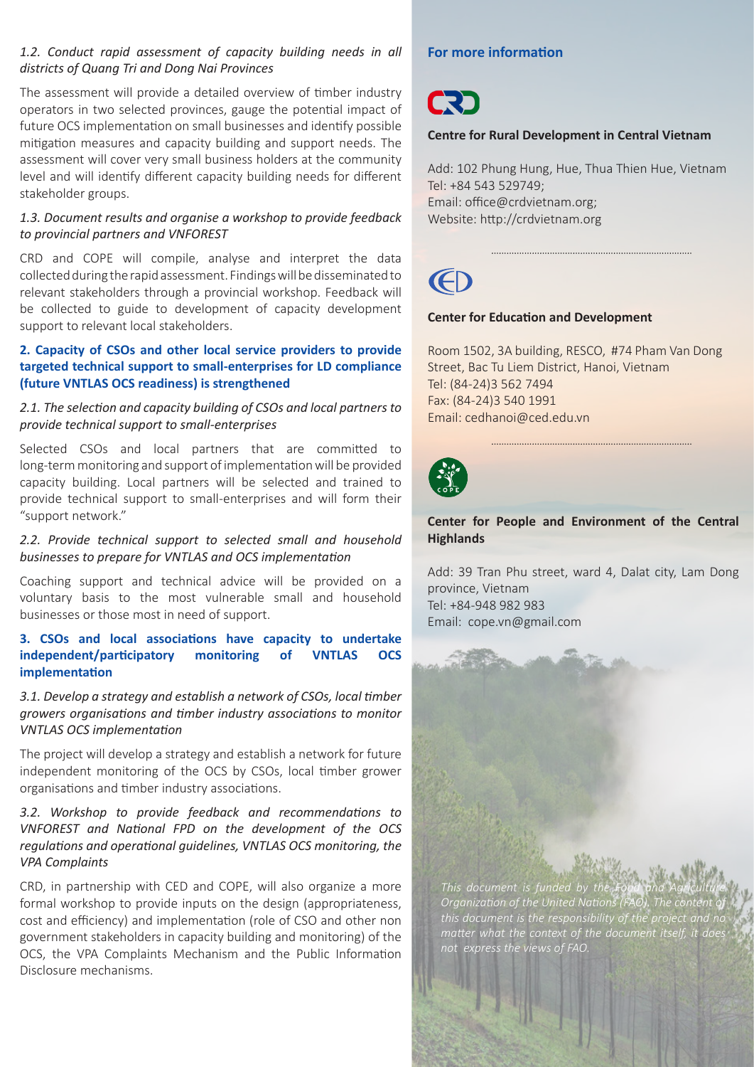*1.2. Conduct rapid assessment of capacity building needs in all districts of Quang Tri and Dong Nai Provinces*

The assessment will provide a detailed overview of timber industry operators in two selected provinces, gauge the potential impact of future OCS implementation on small businesses and identify possible mitigation measures and capacity building and support needs. The assessment will cover very small business holders at the community level and will identify different capacity building needs for different stakeholder groups.

*1.3. Document results and organise a workshop to provide feedback to provincial partners and VNFOREST*

CRD and COPE will compile, analyse and interpret the data collected during the rapid assessment. Findings will be disseminated to relevant stakeholders through a provincial workshop. Feedback will be collected to guide to development of capacity development support to relevant local stakeholders.

**2. Capacity of CSOs and other local service providers to provide targeted technical support to small-enterprises for LD compliance (future VNTLAS OCS readiness) is strengthened**

*2.1. The selection and capacity building of CSOs and local partners to provide technical support to small-enterprises*

Selected CSOs and local partners that are committed to long-term monitoring and support of implementation will be provided capacity building. Local partners will be selected and trained to provide technical support to small-enterprises and will form their "support network."

*2.2. Provide technical support to selected small and household businesses to prepare for VNTLAS and OCS implementation*

Coaching support and technical advice will be provided on a voluntary basis to the most vulnerable small and household businesses or those most in need of support.

**3. CSOs and local associations have capacity to undertake independent/participatory monitoring of VNTLAS OCS implementation**

*3.1. Develop a strategy and establish a network of CSOs, local timber growers organisations and timber industry associations to monitor VNTLAS OCS implementation*

The project will develop a strategy and establish a network for future independent monitoring of the OCS by CSOs, local timber grower organisations and timber industry associations.

*3.2. Workshop to provide feedback and recommendations to VNFOREST and National FPD on the development of the OCS regulations and operational guidelines, VNTLAS OCS monitoring, the VPA Complaints*

CRD, in partnership with CED and COPE, will also organize a more formal workshop to provide inputs on the design (appropriateness, cost and efficiency) and implementation (role of CSO and other non government stakeholders in capacity building and monitoring) of the OCS, the VPA Complaints Mechanism and the Public Information Disclosure mechanisms.

## For more information

**Centre for Rural Development in Central Vietnam**

Add: 102 Phung Hung, Hue, Thua Thien Hue, Vietnam
Tel: +84 543 529749;
Email: office@crdvietnam.org;
Website: http://crdvietnam.org

**Center for Education and Development**

Room 1502, 3A building, RESCO, #74 Pham Van Dong Street, Bac Tu Liem District, Hanoi, Vietnam
Tel: (84-24)3 562 7494
Fax: (84-24)3 540 1991
Email: cedhanoi@ced.edu.vn

**Center for People and Environment of the Central Highlands**

Add: 39 Tran Phu street, ward 4, Dalat city, Lam Dong province, Vietnam
Tel: +84-948 982 983
Email: cope.vn@gmail.com

*This document is funded by the Food and Agriculture Organization of the United Nations (FAO). The content of this document is the responsibility of the project and no matter what the context of the document itself, it does not express the views of FAO.*